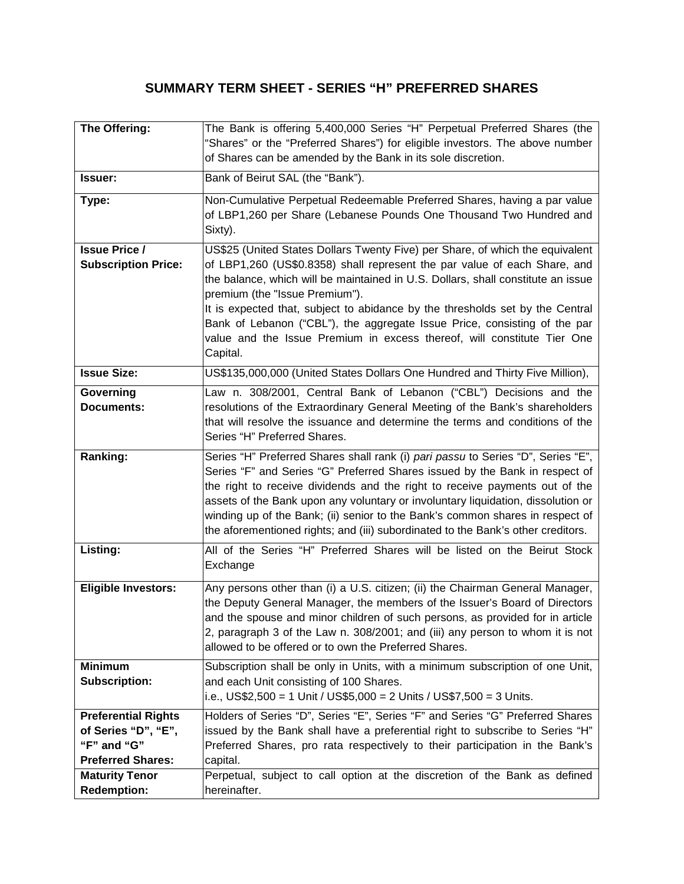# SUMMARY TERM SHEET - SERIES "H" PREFERRED SHARES

| | |
|---|---|
| **The Offering:** | The Bank is offering 5,400,000 Series "H" Perpetual Preferred Shares (the "Shares" or the "Preferred Shares") for eligible investors. The above number of Shares can be amended by the Bank in its sole discretion. |
| **Issuer:** | Bank of Beirut SAL (the "Bank"). |
| **Type:** | Non-Cumulative Perpetual Redeemable Preferred Shares, having a par value of LBP1,260 per Share (Lebanese Pounds One Thousand Two Hundred and Sixty). |
| **Issue Price / Subscription Price:** | US$25 (United States Dollars Twenty Five) per Share, of which the equivalent of LBP1,260 (US$0.8358) shall represent the par value of each Share, and the balance, which will be maintained in U.S. Dollars, shall constitute an issue premium (the "Issue Premium").<br>It is expected that, subject to abidance by the thresholds set by the Central Bank of Lebanon ("CBL"), the aggregate Issue Price, consisting of the par value and the Issue Premium in excess thereof, will constitute Tier One Capital. |
| **Issue Size:** | US$135,000,000 (United States Dollars One Hundred and Thirty Five Million), |
| **Governing Documents:** | Law n. 308/2001, Central Bank of Lebanon ("CBL") Decisions and the resolutions of the Extraordinary General Meeting of the Bank's shareholders that will resolve the issuance and determine the terms and conditions of the Series "H" Preferred Shares. |
| **Ranking:** | Series "H" Preferred Shares shall rank (i) *pari passu* to Series "D", Series "E", Series "F" and Series "G" Preferred Shares issued by the Bank in respect of the right to receive dividends and the right to receive payments out of the assets of the Bank upon any voluntary or involuntary liquidation, dissolution or winding up of the Bank; (ii) senior to the Bank's common shares in respect of the aforementioned rights; and (iii) subordinated to the Bank's other creditors. |
| **Listing:** | All of the Series "H" Preferred Shares will be listed on the Beirut Stock Exchange |
| **Eligible Investors:** | Any persons other than (i) a U.S. citizen; (ii) the Chairman General Manager, the Deputy General Manager, the members of the Issuer's Board of Directors and the spouse and minor children of such persons, as provided for in article 2, paragraph 3 of the Law n. 308/2001; and (iii) any person to whom it is not allowed to be offered or to own the Preferred Shares. |
| **Minimum Subscription:** | Subscription shall be only in Units, with a minimum subscription of one Unit, and each Unit consisting of 100 Shares.<br>i.e., US$2,500 = 1 Unit / US$5,000 = 2 Units / US$7,500 = 3 Units. |
| **Preferential Rights of Series "D", "E", "F" and "G" Preferred Shares:** | Holders of Series "D", Series "E", Series "F" and Series "G" Preferred Shares issued by the Bank shall have a preferential right to subscribe to Series "H" Preferred Shares, pro rata respectively to their participation in the Bank's capital. |
| **Maturity Tenor Redemption:** | Perpetual, subject to call option at the discretion of the Bank as defined hereinafter. |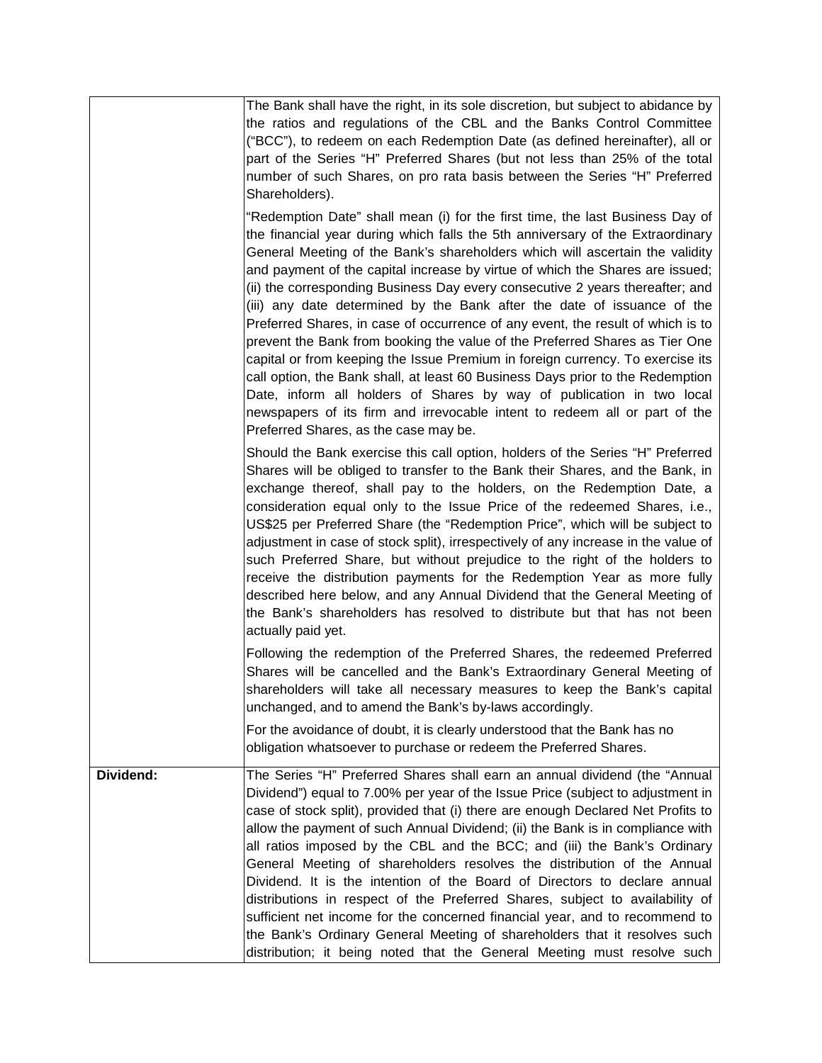| | |
|---|---|
| | The Bank shall have the right, in its sole discretion, but subject to abidance by the ratios and regulations of the CBL and the Banks Control Committee ("BCC"), to redeem on each Redemption Date (as defined hereinafter), all or part of the Series "H" Preferred Shares (but not less than 25% of the total number of such Shares, on pro rata basis between the Series "H" Preferred Shareholders).<br><br>"Redemption Date" shall mean (i) for the first time, the last Business Day of the financial year during which falls the 5th anniversary of the Extraordinary General Meeting of the Bank's shareholders which will ascertain the validity and payment of the capital increase by virtue of which the Shares are issued; (ii) the corresponding Business Day every consecutive 2 years thereafter; and (iii) any date determined by the Bank after the date of issuance of the Preferred Shares, in case of occurrence of any event, the result of which is to prevent the Bank from booking the value of the Preferred Shares as Tier One capital or from keeping the Issue Premium in foreign currency. To exercise its call option, the Bank shall, at least 60 Business Days prior to the Redemption Date, inform all holders of Shares by way of publication in two local newspapers of its firm and irrevocable intent to redeem all or part of the Preferred Shares, as the case may be.<br><br>Should the Bank exercise this call option, holders of the Series "H" Preferred Shares will be obliged to transfer to the Bank their Shares, and the Bank, in exchange thereof, shall pay to the holders, on the Redemption Date, a consideration equal only to the Issue Price of the redeemed Shares, i.e., US$25 per Preferred Share (the "Redemption Price", which will be subject to adjustment in case of stock split), irrespectively of any increase in the value of such Preferred Share, but without prejudice to the right of the holders to receive the distribution payments for the Redemption Year as more fully described here below, and any Annual Dividend that the General Meeting of the Bank's shareholders has resolved to distribute but that has not been actually paid yet.<br><br>Following the redemption of the Preferred Shares, the redeemed Preferred Shares will be cancelled and the Bank's Extraordinary General Meeting of shareholders will take all necessary measures to keep the Bank's capital unchanged, and to amend the Bank's by-laws accordingly.<br><br>For the avoidance of doubt, it is clearly understood that the Bank has no obligation whatsoever to purchase or redeem the Preferred Shares. |
| **Dividend:** | The Series "H" Preferred Shares shall earn an annual dividend (the "Annual Dividend") equal to 7.00% per year of the Issue Price (subject to adjustment in case of stock split), provided that (i) there are enough Declared Net Profits to allow the payment of such Annual Dividend; (ii) the Bank is in compliance with all ratios imposed by the CBL and the BCC; and (iii) the Bank's Ordinary General Meeting of shareholders resolves the distribution of the Annual Dividend. It is the intention of the Board of Directors to declare annual distributions in respect of the Preferred Shares, subject to availability of sufficient net income for the concerned financial year, and to recommend to the Bank's Ordinary General Meeting of shareholders that it resolves such distribution; it being noted that the General Meeting must resolve such |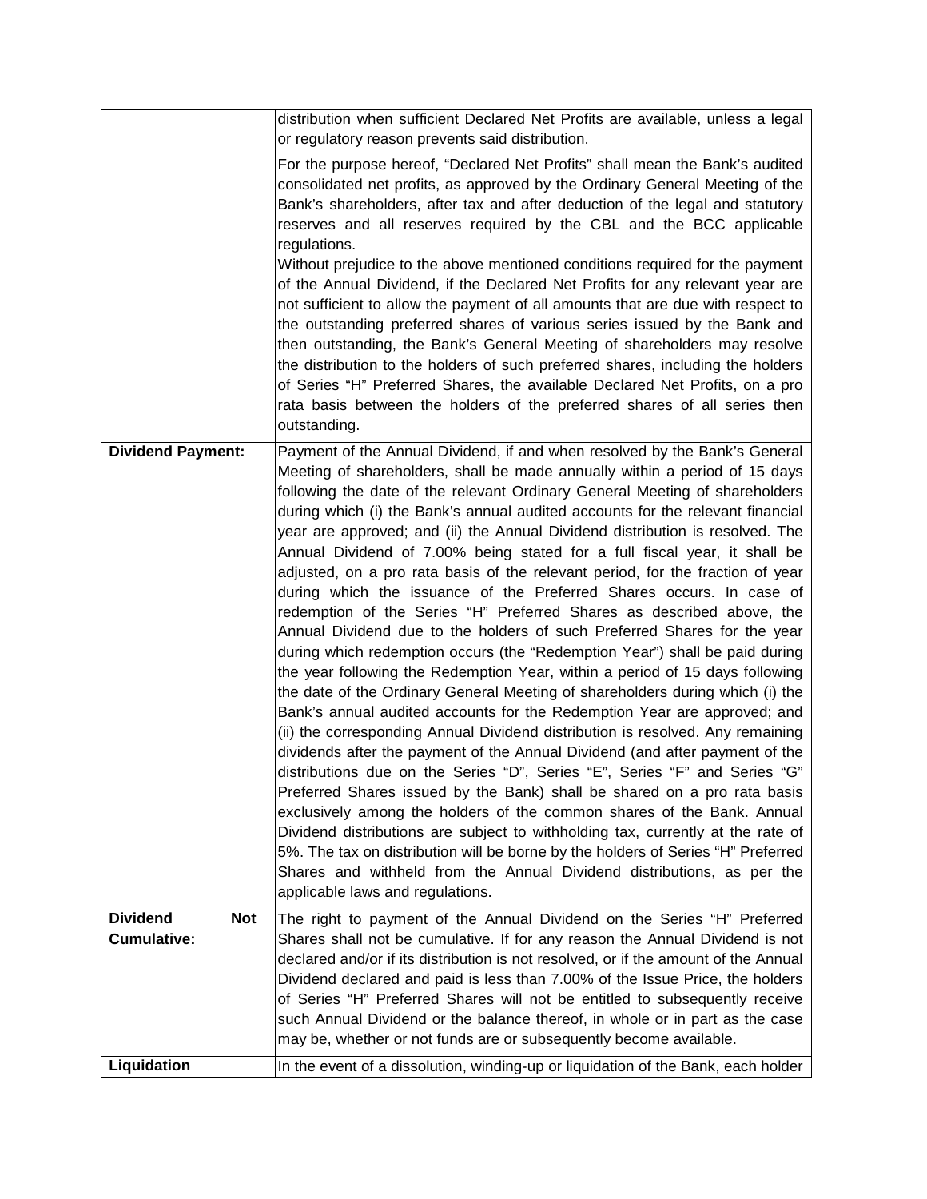| | |
|---|---|
| | distribution when sufficient Declared Net Profits are available, unless a legal or regulatory reason prevents said distribution.<br><br>For the purpose hereof, "Declared Net Profits" shall mean the Bank's audited consolidated net profits, as approved by the Ordinary General Meeting of the Bank's shareholders, after tax and after deduction of the legal and statutory reserves and all reserves required by the CBL and the BCC applicable regulations.<br>Without prejudice to the above mentioned conditions required for the payment of the Annual Dividend, if the Declared Net Profits for any relevant year are not sufficient to allow the payment of all amounts that are due with respect to the outstanding preferred shares of various series issued by the Bank and then outstanding, the Bank's General Meeting of shareholders may resolve the distribution to the holders of such preferred shares, including the holders of Series "H" Preferred Shares, the available Declared Net Profits, on a pro rata basis between the holders of the preferred shares of all series then outstanding. |
| **Dividend Payment:** | Payment of the Annual Dividend, if and when resolved by the Bank's General Meeting of shareholders, shall be made annually within a period of 15 days following the date of the relevant Ordinary General Meeting of shareholders during which (i) the Bank's annual audited accounts for the relevant financial year are approved; and (ii) the Annual Dividend distribution is resolved. The Annual Dividend of 7.00% being stated for a full fiscal year, it shall be adjusted, on a pro rata basis of the relevant period, for the fraction of year during which the issuance of the Preferred Shares occurs. In case of redemption of the Series "H" Preferred Shares as described above, the Annual Dividend due to the holders of such Preferred Shares for the year during which redemption occurs (the "Redemption Year") shall be paid during the year following the Redemption Year, within a period of 15 days following the date of the Ordinary General Meeting of shareholders during which (i) the Bank's annual audited accounts for the Redemption Year are approved; and (ii) the corresponding Annual Dividend distribution is resolved. Any remaining dividends after the payment of the Annual Dividend (and after payment of the distributions due on the Series "D", Series "E", Series "F" and Series "G" Preferred Shares issued by the Bank) shall be shared on a pro rata basis exclusively among the holders of the common shares of the Bank. Annual Dividend distributions are subject to withholding tax, currently at the rate of 5%. The tax on distribution will be borne by the holders of Series "H" Preferred Shares and withheld from the Annual Dividend distributions, as per the applicable laws and regulations. |
| **Dividend Not Cumulative:** | The right to payment of the Annual Dividend on the Series "H" Preferred Shares shall not be cumulative. If for any reason the Annual Dividend is not declared and/or if its distribution is not resolved, or if the amount of the Annual Dividend declared and paid is less than 7.00% of the Issue Price, the holders of Series "H" Preferred Shares will not be entitled to subsequently receive such Annual Dividend or the balance thereof, in whole or in part as the case may be, whether or not funds are or subsequently become available. |
| **Liquidation** | In the event of a dissolution, winding-up or liquidation of the Bank, each holder |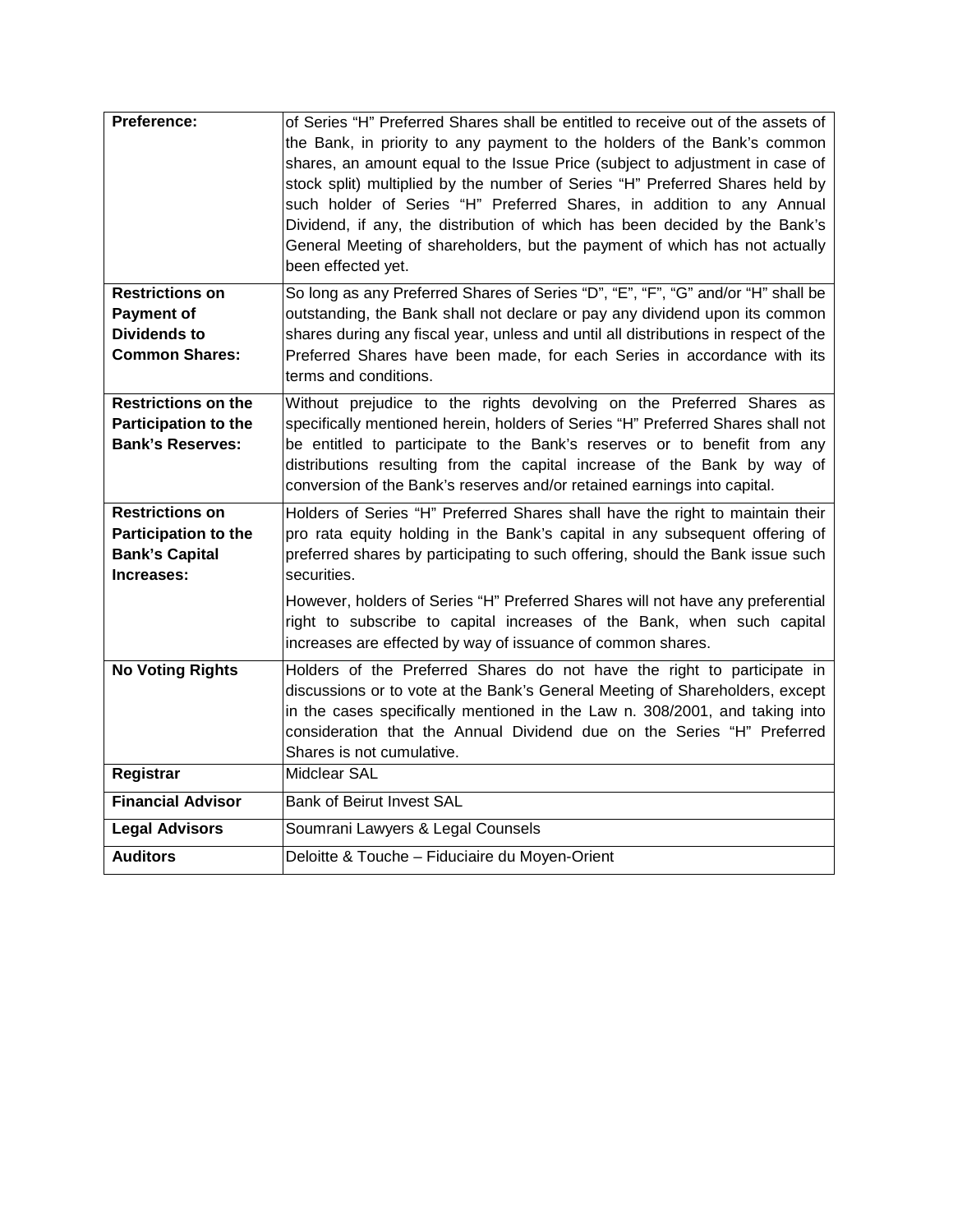| | |
|---|---|
| **Preference:** | of Series "H" Preferred Shares shall be entitled to receive out of the assets of the Bank, in priority to any payment to the holders of the Bank's common shares, an amount equal to the Issue Price (subject to adjustment in case of stock split) multiplied by the number of Series "H" Preferred Shares held by such holder of Series "H" Preferred Shares, in addition to any Annual Dividend, if any, the distribution of which has been decided by the Bank's General Meeting of shareholders, but the payment of which has not actually been effected yet. |
| **Restrictions on Payment of Dividends to Common Shares:** | So long as any Preferred Shares of Series "D", "E", "F", "G" and/or "H" shall be outstanding, the Bank shall not declare or pay any dividend upon its common shares during any fiscal year, unless and until all distributions in respect of the Preferred Shares have been made, for each Series in accordance with its terms and conditions. |
| **Restrictions on the Participation to the Bank's Reserves:** | Without prejudice to the rights devolving on the Preferred Shares as specifically mentioned herein, holders of Series "H" Preferred Shares shall not be entitled to participate to the Bank's reserves or to benefit from any distributions resulting from the capital increase of the Bank by way of conversion of the Bank's reserves and/or retained earnings into capital. |
| **Restrictions on Participation to the Bank's Capital Increases:** | Holders of Series "H" Preferred Shares shall have the right to maintain their pro rata equity holding in the Bank's capital in any subsequent offering of preferred shares by participating to such offering, should the Bank issue such securities.<br><br>However, holders of Series "H" Preferred Shares will not have any preferential right to subscribe to capital increases of the Bank, when such capital increases are effected by way of issuance of common shares. |
| **No Voting Rights** | Holders of the Preferred Shares do not have the right to participate in discussions or to vote at the Bank's General Meeting of Shareholders, except in the cases specifically mentioned in the Law n. 308/2001, and taking into consideration that the Annual Dividend due on the Series "H" Preferred Shares is not cumulative. |
| **Registrar** | Midclear SAL |
| **Financial Advisor** | Bank of Beirut Invest SAL |
| **Legal Advisors** | Soumrani Lawyers & Legal Counsels |
| **Auditors** | Deloitte & Touche – Fiduciaire du Moyen-Orient |